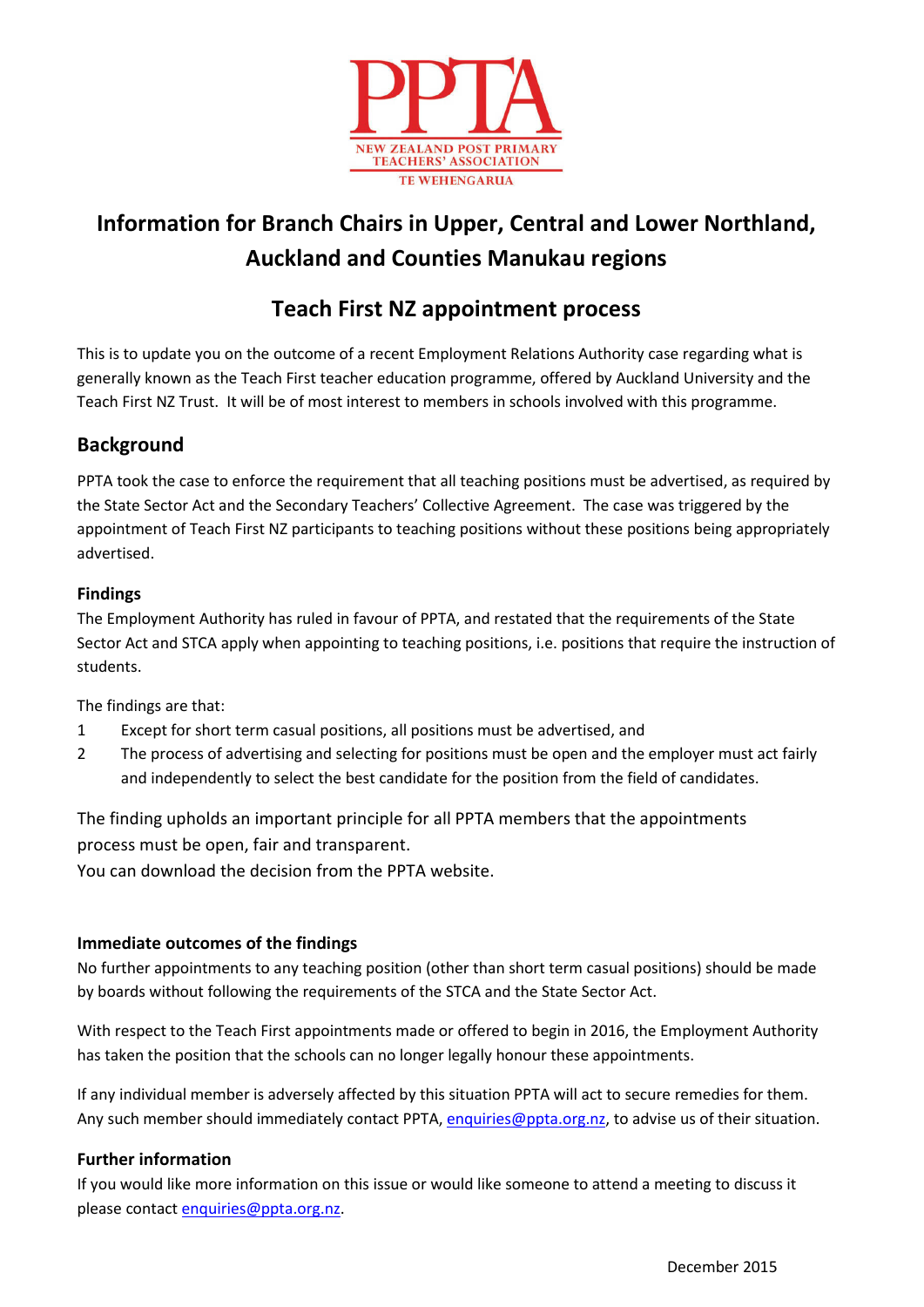PPTA

NEW ZEALAND POST PRIMARY TEACHERS' ASSOCIATION

TE WEHENGARUA

# Information for Branch Chairs in Upper, Central and Lower Northland, Auckland and Counties Manukau regions

# Teach First NZ appointment process

This is to update you on the outcome of a recent Employment Relations Authority case regarding what is generally known as the Teach First teacher education programme, offered by Auckland University and the Teach First NZ Trust. It will be of most interest to members in schools involved with this programme.

## Background

PPTA took the case to enforce the requirement that all teaching positions must be advertised, as required by the State Sector Act and the Secondary Teachers' Collective Agreement. The case was triggered by the appointment of Teach First NZ participants to teaching positions without these positions being appropriately advertised.

### Findings

The Employment Authority has ruled in favour of PPTA, and restated that the requirements of the State Sector Act and STCA apply when appointing to teaching positions, i.e. positions that require the instruction of students.

The findings are that:

1. Except for short term casual positions, all positions must be advertised, and
2. The process of advertising and selecting for positions must be open and the employer must act fairly and independently to select the best candidate for the position from the field of candidates.

The finding upholds an important principle for all PPTA members that the appointments process must be open, fair and transparent.
You can download the decision from the PPTA website.

### Immediate outcomes of the findings

No further appointments to any teaching position (other than short term casual positions) should be made by boards without following the requirements of the STCA and the State Sector Act.

With respect to the Teach First appointments made or offered to begin in 2016, the Employment Authority has taken the position that the schools can no longer legally honour these appointments.

If any individual member is adversely affected by this situation PPTA will act to secure remedies for them. Any such member should immediately contact PPTA, enquiries@ppta.org.nz, to advise us of their situation.

### Further information

If you would like more information on this issue or would like someone to attend a meeting to discuss it please contact enquiries@ppta.org.nz.

December 2015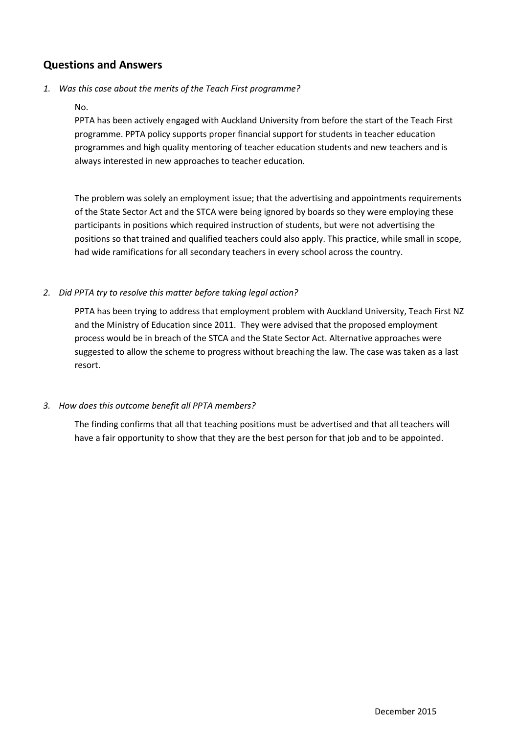## Questions and Answers

1. *Was this case about the merits of the Teach First programme?*

   No.

   PPTA has been actively engaged with Auckland University from before the start of the Teach First programme. PPTA policy supports proper financial support for students in teacher education programmes and high quality mentoring of teacher education students and new teachers and is always interested in new approaches to teacher education.

   The problem was solely an employment issue; that the advertising and appointments requirements of the State Sector Act and the STCA were being ignored by boards so they were employing these participants in positions which required instruction of students, but were not advertising the positions so that trained and qualified teachers could also apply. This practice, while small in scope, had wide ramifications for all secondary teachers in every school across the country.

2. *Did PPTA try to resolve this matter before taking legal action?*

   PPTA has been trying to address that employment problem with Auckland University, Teach First NZ and the Ministry of Education since 2011. They were advised that the proposed employment process would be in breach of the STCA and the State Sector Act. Alternative approaches were suggested to allow the scheme to progress without breaching the law. The case was taken as a last resort.

3. *How does this outcome benefit all PPTA members?*

   The finding confirms that all that teaching positions must be advertised and that all teachers will have a fair opportunity to show that they are the best person for that job and to be appointed.

December 2015